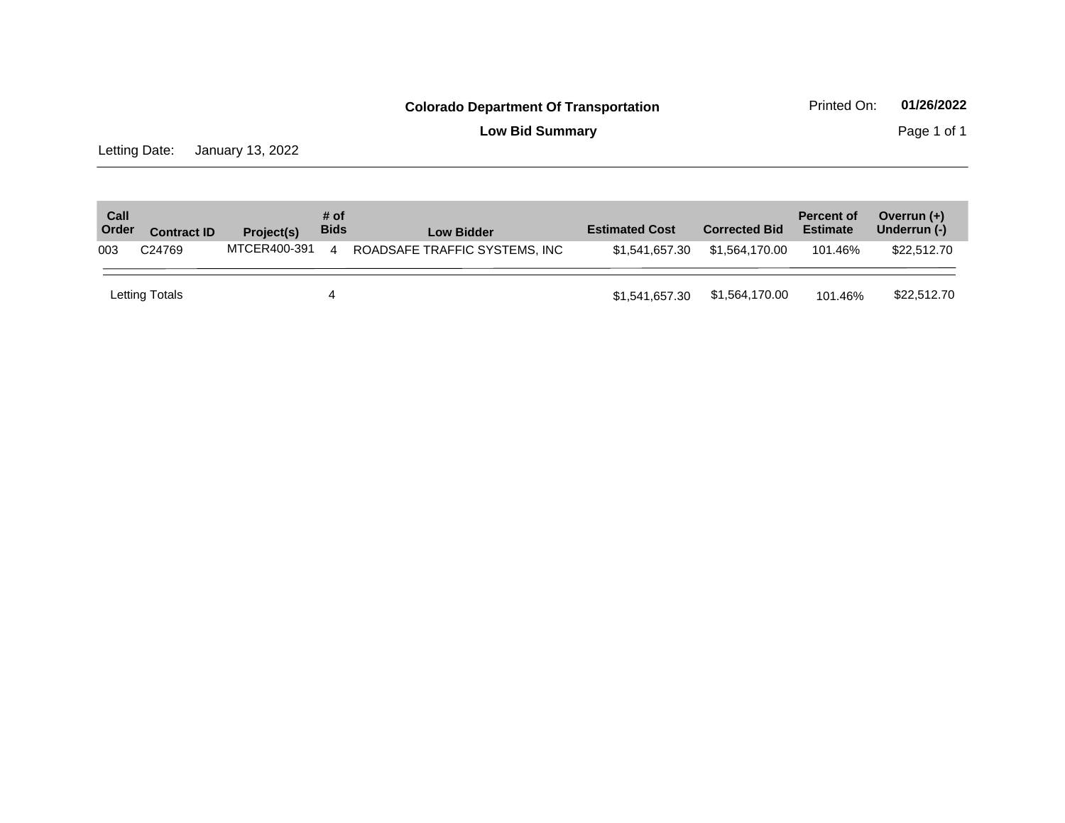**Colorado Department Of Transportation**

Printed On: **01/26/2022**

**Low Bid Summary**

Letting Date: January 13, 2022

| Call Order | Contract ID | Project(s) | # of Bids | Low Bidder | Estimated Cost | Corrected Bid | Percent of Estimate | Overrun (+) Underrun (-) |
|---|---|---|---|---|---|---|---|---|
| 003 | C24769 | MTCER400-391 | 4 | ROADSAFE TRAFFIC SYSTEMS, INC | $1,541,657.30 | $1,564,170.00 | 101.46% | $22,512.70 |
| Letting Totals | | | 4 | | $1,541,657.30 | $1,564,170.00 | 101.46% | $22,512.70 |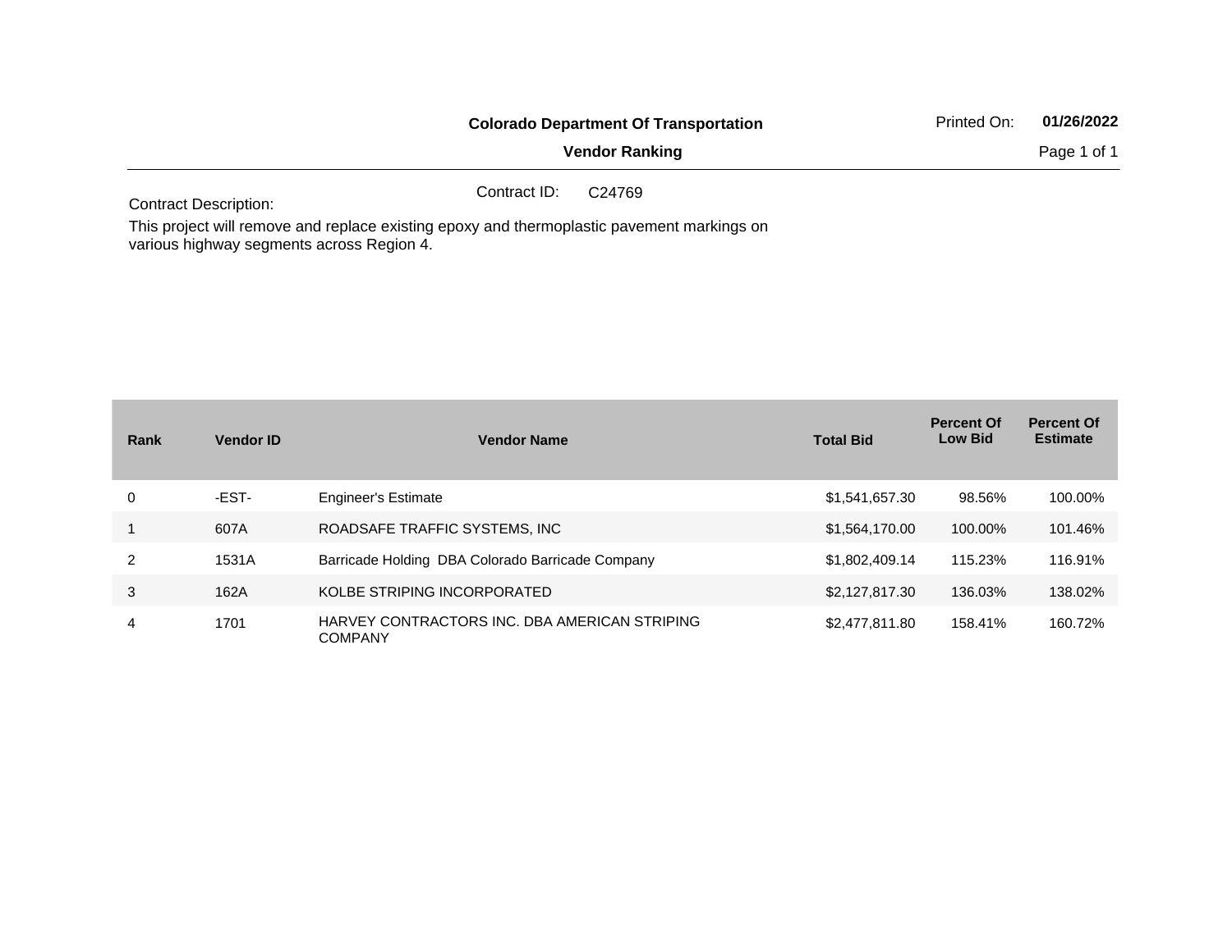**Colorado Department Of Transportation**

**Vendor Ranking**

Printed On: **01/26/2022**

Contract ID: C24769

Contract Description:

This project will remove and replace existing epoxy and thermoplastic pavement markings on various highway segments across Region 4.

| Rank | Vendor ID | Vendor Name | Total Bid | Percent Of Low Bid | Percent Of Estimate |
|---|---|---|---|---|---|
| 0 | -EST- | Engineer's Estimate | $1,541,657.30 | 98.56% | 100.00% |
| 1 | 607A | ROADSAFE TRAFFIC SYSTEMS, INC | $1,564,170.00 | 100.00% | 101.46% |
| 2 | 1531A | Barricade Holding DBA Colorado Barricade Company | $1,802,409.14 | 115.23% | 116.91% |
| 3 | 162A | KOLBE STRIPING INCORPORATED | $2,127,817.30 | 136.03% | 138.02% |
| 4 | 1701 | HARVEY CONTRACTORS INC. DBA AMERICAN STRIPING COMPANY | $2,477,811.80 | 158.41% | 160.72% |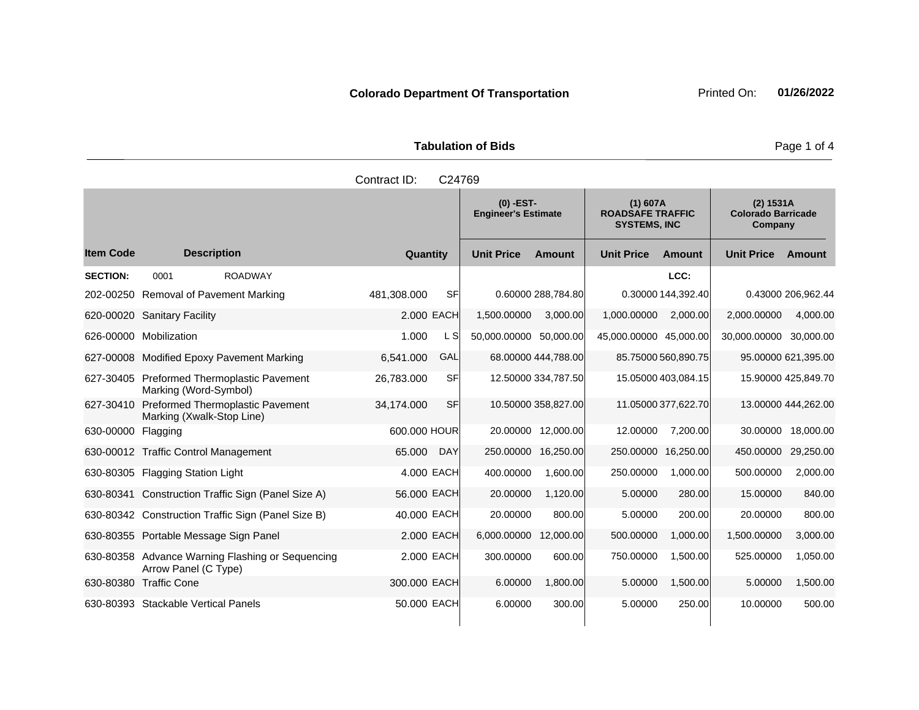**Colorado Department Of Transportation** Printed On: **01/26/2022**

**Tabulation of Bids**

Contract ID: C24769

| Item Code | Description | Quantity | | (0) -EST- Engineer's Estimate | | (1) 607A ROADSAFE TRAFFIC SYSTEMS, INC | | (2) 1531A Colorado Barricade Company | |
|---|---|---|---|---|---|---|---|---|---|
| | | | | Unit Price | Amount | Unit Price | Amount | Unit Price | Amount |
| **SECTION:** | 0001 ROADWAY | | | | | | LCC: | | |
| 202-00250 | Removal of Pavement Marking | 481,308.000 | SF | 0.60000 | 288,784.80 | 0.30000 | 144,392.40 | 0.43000 | 206,962.44 |
| 620-00020 | Sanitary Facility | 2.000 | EACH | 1,500.00000 | 3,000.00 | 1,000.00000 | 2,000.00 | 2,000.00000 | 4,000.00 |
| 626-00000 | Mobilization | 1.000 | L S | 50,000.00000 | 50,000.00 | 45,000.00000 | 45,000.00 | 30,000.00000 | 30,000.00 |
| 627-00008 | Modified Epoxy Pavement Marking | 6,541.000 | GAL | 68.00000 | 444,788.00 | 85.75000 | 560,890.75 | 95.00000 | 621,395.00 |
| 627-30405 | Preformed Thermoplastic Pavement Marking (Word-Symbol) | 26,783.000 | SF | 12.50000 | 334,787.50 | 15.05000 | 403,084.15 | 15.90000 | 425,849.70 |
| 627-30410 | Preformed Thermoplastic Pavement Marking (Xwalk-Stop Line) | 34,174.000 | SF | 10.50000 | 358,827.00 | 11.05000 | 377,622.70 | 13.00000 | 444,262.00 |
| 630-00000 | Flagging | 600.000 | HOUR | 20.00000 | 12,000.00 | 12.00000 | 7,200.00 | 30.00000 | 18,000.00 |
| 630-00012 | Traffic Control Management | 65.000 | DAY | 250.00000 | 16,250.00 | 250.00000 | 16,250.00 | 450.00000 | 29,250.00 |
| 630-80305 | Flagging Station Light | 4.000 | EACH | 400.00000 | 1,600.00 | 250.00000 | 1,000.00 | 500.00000 | 2,000.00 |
| 630-80341 | Construction Traffic Sign (Panel Size A) | 56.000 | EACH | 20.00000 | 1,120.00 | 5.00000 | 280.00 | 15.00000 | 840.00 |
| 630-80342 | Construction Traffic Sign (Panel Size B) | 40.000 | EACH | 20.00000 | 800.00 | 5.00000 | 200.00 | 20.00000 | 800.00 |
| 630-80355 | Portable Message Sign Panel | 2.000 | EACH | 6,000.00000 | 12,000.00 | 500.00000 | 1,000.00 | 1,500.00000 | 3,000.00 |
| 630-80358 | Advance Warning Flashing or Sequencing Arrow Panel (C Type) | 2.000 | EACH | 300.00000 | 600.00 | 750.00000 | 1,500.00 | 525.00000 | 1,050.00 |
| 630-80380 | Traffic Cone | 300.000 | EACH | 6.00000 | 1,800.00 | 5.00000 | 1,500.00 | 5.00000 | 1,500.00 |
| 630-80393 | Stackable Vertical Panels | 50.000 | EACH | 6.00000 | 300.00 | 5.00000 | 250.00 | 10.00000 | 500.00 |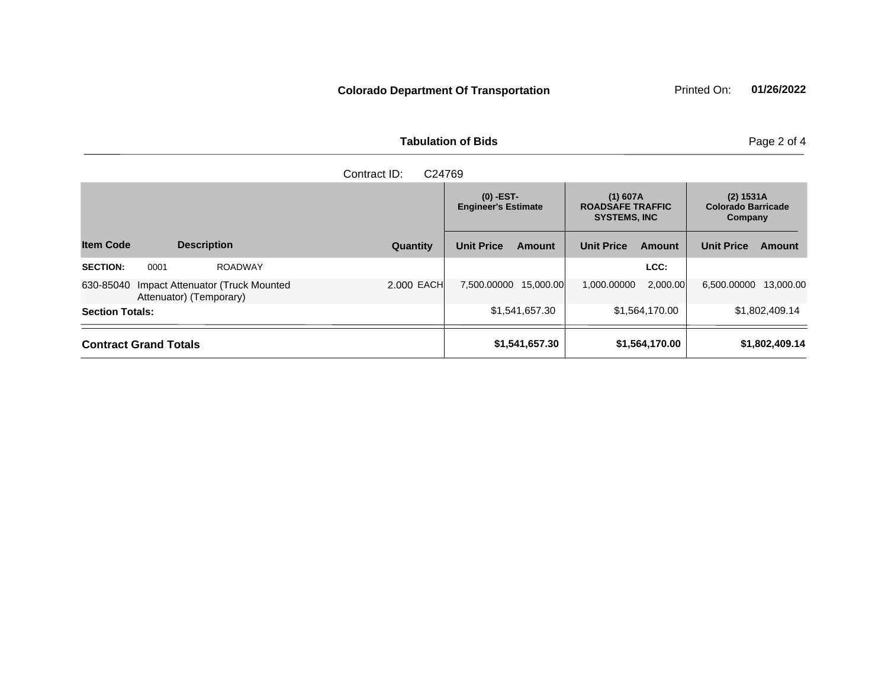**Colorado Department Of Transportation**

Printed On: **01/26/2022**

**Tabulation of Bids**

Contract ID: C24769

| Item Code | Description | Quantity | | (0) -EST- Engineer's Estimate | | (1) 607A ROADSAFE TRAFFIC SYSTEMS, INC | | (2) 1531A Colorado Barricade Company | |
|---|---|---|---|---|---|---|---|---|---|
| | | | | Unit Price | Amount | Unit Price | Amount | Unit Price | Amount |
| **SECTION:** 0001 | ROADWAY | | | | | | LCC: | | |
| 630-85040 | Impact Attenuator (Truck Mounted Attenuator) (Temporary) | 2.000 | EACH | 7,500.00000 | 15,000.00 | 1,000.00000 | 2,000.00 | 6,500.00000 | 13,000.00 |
| **Section Totals:** | | | | | $1,541,657.30 | | $1,564,170.00 | | $1,802,409.14 |
| **Contract Grand Totals** | | | | | **$1,541,657.30** | | **$1,564,170.00** | | **$1,802,409.14** |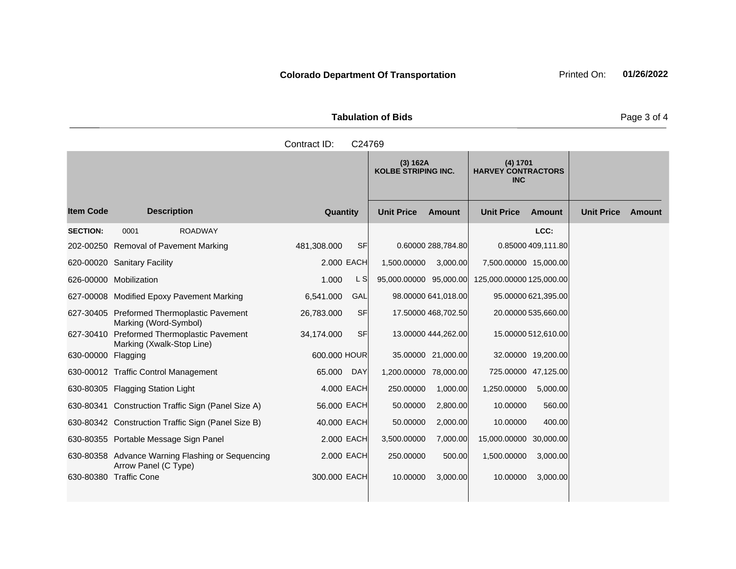**Colorado Department Of Transportation** Printed On: **01/26/2022**

**Tabulation of Bids**

Contract ID: C24769

| | | | | (3) 162A KOLBE STRIPING INC. | | (4) 1701 HARVEY CONTRACTORS INC | | | |
|---|---|---|---|---|---|---|---|---|---|
| **Item Code** | **Description** | **Quantity** | | **Unit Price** | **Amount** | **Unit Price** | **Amount** | **Unit Price** | **Amount** |
| **SECTION:** | 0001 ROADWAY | | | | | | LCC: | | |
| 202-00250 | Removal of Pavement Marking | 481,308.000 | SF | 0.60000 | 288,784.80 | 0.85000 | 409,111.80 | | |
| 620-00020 | Sanitary Facility | 2.000 | EACH | 1,500.00000 | 3,000.00 | 7,500.00000 | 15,000.00 | | |
| 626-00000 | Mobilization | 1.000 | L S | 95,000.00000 | 95,000.00 | 125,000.00000 | 125,000.00 | | |
| 627-00008 | Modified Epoxy Pavement Marking | 6,541.000 | GAL | 98.00000 | 641,018.00 | 95.00000 | 621,395.00 | | |
| 627-30405 | Preformed Thermoplastic Pavement Marking (Word-Symbol) | 26,783.000 | SF | 17.50000 | 468,702.50 | 20.00000 | 535,660.00 | | |
| 627-30410 | Preformed Thermoplastic Pavement Marking (Xwalk-Stop Line) | 34,174.000 | SF | 13.00000 | 444,262.00 | 15.00000 | 512,610.00 | | |
| 630-00000 | Flagging | 600.000 | HOUR | 35.00000 | 21,000.00 | 32.00000 | 19,200.00 | | |
| 630-00012 | Traffic Control Management | 65.000 | DAY | 1,200.00000 | 78,000.00 | 725.00000 | 47,125.00 | | |
| 630-80305 | Flagging Station Light | 4.000 | EACH | 250.00000 | 1,000.00 | 1,250.00000 | 5,000.00 | | |
| 630-80341 | Construction Traffic Sign (Panel Size A) | 56.000 | EACH | 50.00000 | 2,800.00 | 10.00000 | 560.00 | | |
| 630-80342 | Construction Traffic Sign (Panel Size B) | 40.000 | EACH | 50.00000 | 2,000.00 | 10.00000 | 400.00 | | |
| 630-80355 | Portable Message Sign Panel | 2.000 | EACH | 3,500.00000 | 7,000.00 | 15,000.00000 | 30,000.00 | | |
| 630-80358 | Advance Warning Flashing or Sequencing Arrow Panel (C Type) | 2.000 | EACH | 250.00000 | 500.00 | 1,500.00000 | 3,000.00 | | |
| 630-80380 | Traffic Cone | 300.000 | EACH | 10.00000 | 3,000.00 | 10.00000 | 3,000.00 | | |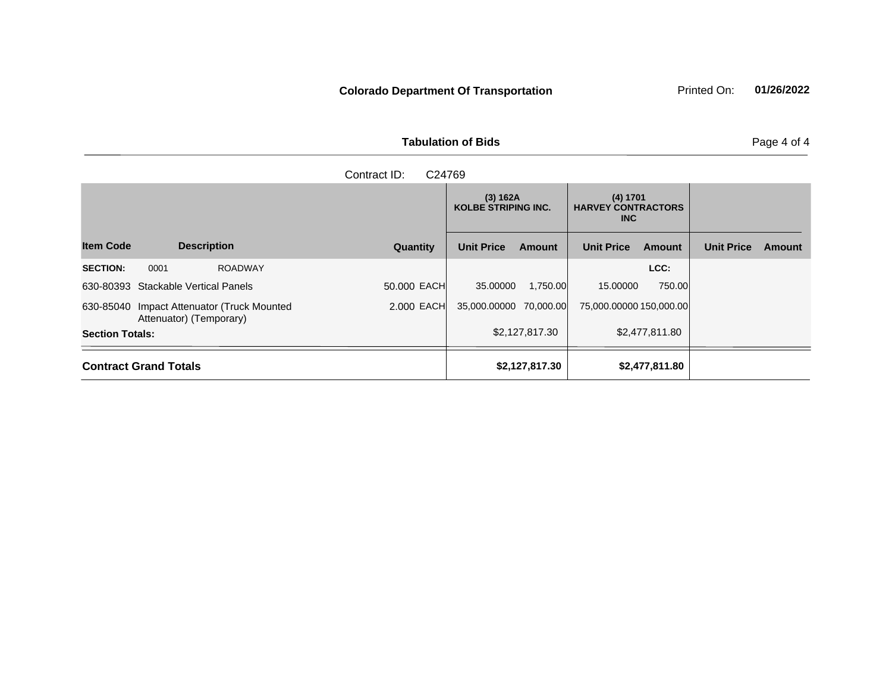**Colorado Department Of Transportation**

Printed On: **01/26/2022**

**Tabulation of Bids**

Contract ID: C24769

| Item Code | Description | Quantity | (3) 162A KOLBE STRIPING INC. Unit Price | Amount | (4) 1701 HARVEY CONTRACTORS INC Unit Price | Amount | Unit Price | Amount |
|---|---|---|---|---|---|---|---|---|
| **SECTION:** 0001 | ROADWAY | | | | | LCC: | | |
| 630-80393 | Stackable Vertical Panels | 50.000 EACH | 35.00000 | 1,750.00 | 15.00000 | 750.00 | | |
| 630-85040 | Impact Attenuator (Truck Mounted Attenuator) (Temporary) | 2.000 EACH | 35,000.00000 | 70,000.00 | 75,000.00000 | 150,000.00 | | |
| **Section Totals:** | | | | $2,127,817.30 | | $2,477,811.80 | | |
| **Contract Grand Totals** | | | | **$2,127,817.30** | | **$2,477,811.80** | | |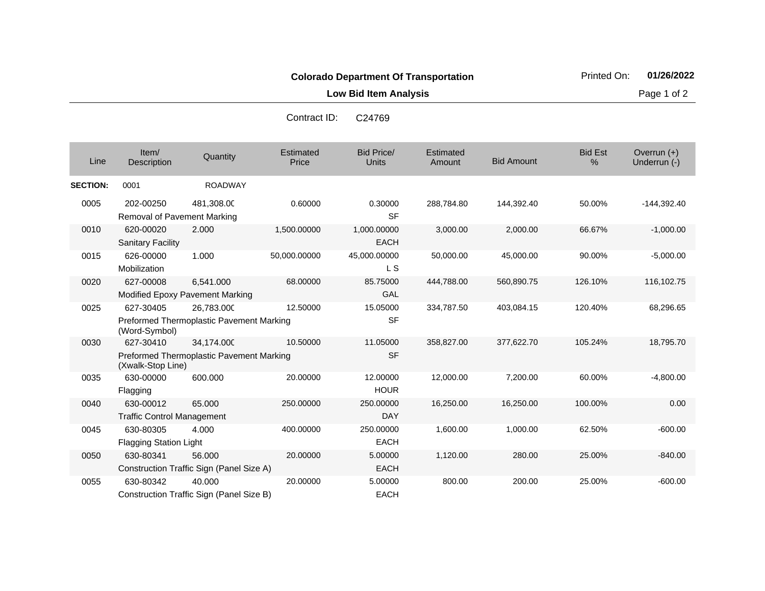**Colorado Department Of Transportation**

**Low Bid Item Analysis**

Printed On: **01/26/2022**

Contract ID: C24769

| Line | Item/ Description | Quantity | Estimated Price | Bid Price/ Units | Estimated Amount | Bid Amount | Bid Est % | Overrun (+) Underrun (-) |
|---|---|---|---|---|---|---|---|---|
| **SECTION:** | 0001 | ROADWAY | | | | | | |
| 0005 | 202-00250 Removal of Pavement Marking | 481,308.00 | 0.60000 | 0.30000 SF | 288,784.80 | 144,392.40 | 50.00% | -144,392.40 |
| 0010 | 620-00020 Sanitary Facility | 2.000 | 1,500.00000 | 1,000.00000 EACH | 3,000.00 | 2,000.00 | 66.67% | -1,000.00 |
| 0015 | 626-00000 Mobilization | 1.000 | 50,000.00000 | 45,000.00000 L S | 50,000.00 | 45,000.00 | 90.00% | -5,000.00 |
| 0020 | 627-00008 Modified Epoxy Pavement Marking | 6,541.000 | 68.00000 | 85.75000 GAL | 444,788.00 | 560,890.75 | 126.10% | 116,102.75 |
| 0025 | 627-30405 Preformed Thermoplastic Pavement Marking (Word-Symbol) | 26,783.000 | 12.50000 | 15.05000 SF | 334,787.50 | 403,084.15 | 120.40% | 68,296.65 |
| 0030 | 627-30410 Preformed Thermoplastic Pavement Marking (Xwalk-Stop Line) | 34,174.000 | 10.50000 | 11.05000 SF | 358,827.00 | 377,622.70 | 105.24% | 18,795.70 |
| 0035 | 630-00000 Flagging | 600.000 | 20.00000 | 12.00000 HOUR | 12,000.00 | 7,200.00 | 60.00% | -4,800.00 |
| 0040 | 630-00012 Traffic Control Management | 65.000 | 250.00000 | 250.00000 DAY | 16,250.00 | 16,250.00 | 100.00% | 0.00 |
| 0045 | 630-80305 Flagging Station Light | 4.000 | 400.00000 | 250.00000 EACH | 1,600.00 | 1,000.00 | 62.50% | -600.00 |
| 0050 | 630-80341 Construction Traffic Sign (Panel Size A) | 56.000 | 20.00000 | 5.00000 EACH | 1,120.00 | 280.00 | 25.00% | -840.00 |
| 0055 | 630-80342 Construction Traffic Sign (Panel Size B) | 40.000 | 20.00000 | 5.00000 EACH | 800.00 | 200.00 | 25.00% | -600.00 |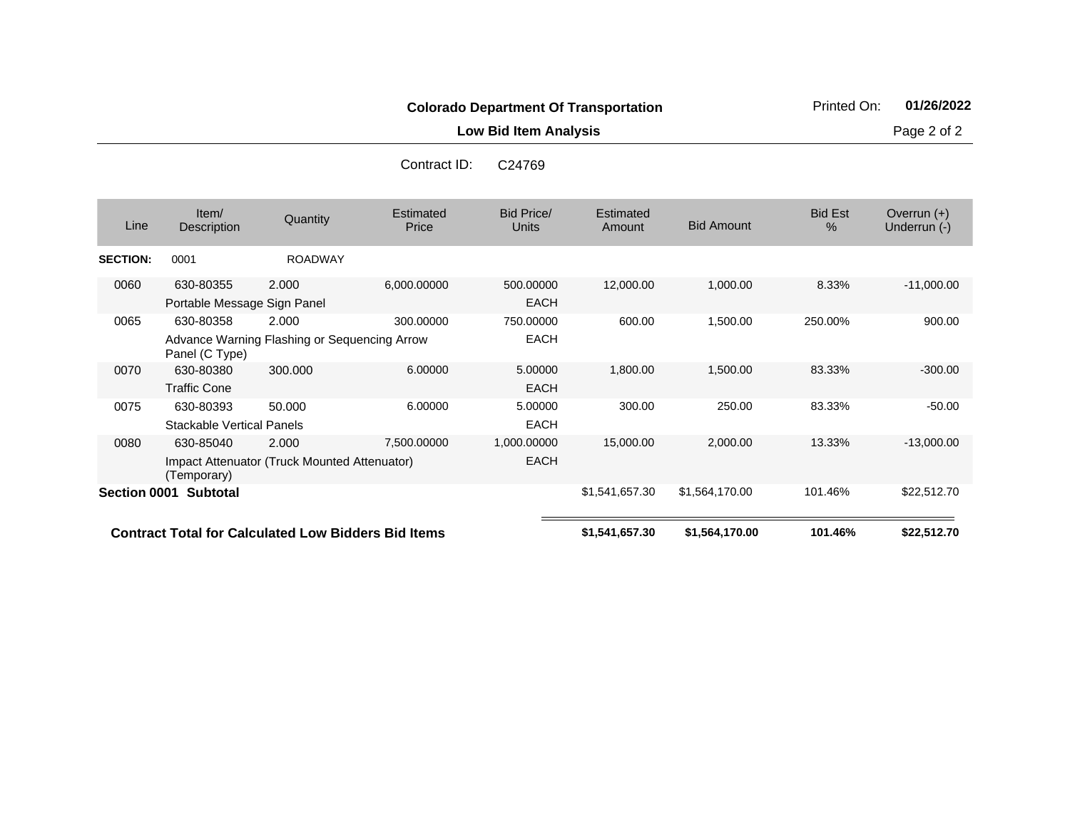**Colorado Department Of Transportation**

**Low Bid Item Analysis**

Printed On: **01/26/2022**

Contract ID: C24769

| Line | Item/ Description | Quantity | Estimated Price | Bid Price/ Units | Estimated Amount | Bid Amount | Bid Est % | Overrun (+) Underrun (-) |
|---|---|---|---|---|---|---|---|---|
| **SECTION:** | 0001 | ROADWAY | | | | | | |
| 0060 | 630-80355 Portable Message Sign Panel | 2.000 | 6,000.00000 | 500.00000 EACH | 12,000.00 | 1,000.00 | 8.33% | -11,000.00 |
| 0065 | 630-80358 Advance Warning Flashing or Sequencing Arrow Panel (C Type) | 2.000 | 300.00000 | 750.00000 EACH | 600.00 | 1,500.00 | 250.00% | 900.00 |
| 0070 | 630-80380 Traffic Cone | 300.000 | 6.00000 | 5.00000 EACH | 1,800.00 | 1,500.00 | 83.33% | -300.00 |
| 0075 | 630-80393 Stackable Vertical Panels | 50.000 | 6.00000 | 5.00000 EACH | 300.00 | 250.00 | 83.33% | -50.00 |
| 0080 | 630-85040 Impact Attenuator (Truck Mounted Attenuator) (Temporary) | 2.000 | 7,500.00000 | 1,000.00000 EACH | 15,000.00 | 2,000.00 | 13.33% | -13,000.00 |
| **Section 0001 Subtotal** | | | | | $1,541,657.30 | $1,564,170.00 | 101.46% | $22,512.70 |
| **Contract Total for Calculated Low Bidders Bid Items** | | | | | **$1,541,657.30** | **$1,564,170.00** | **101.46%** | **$22,512.70** |